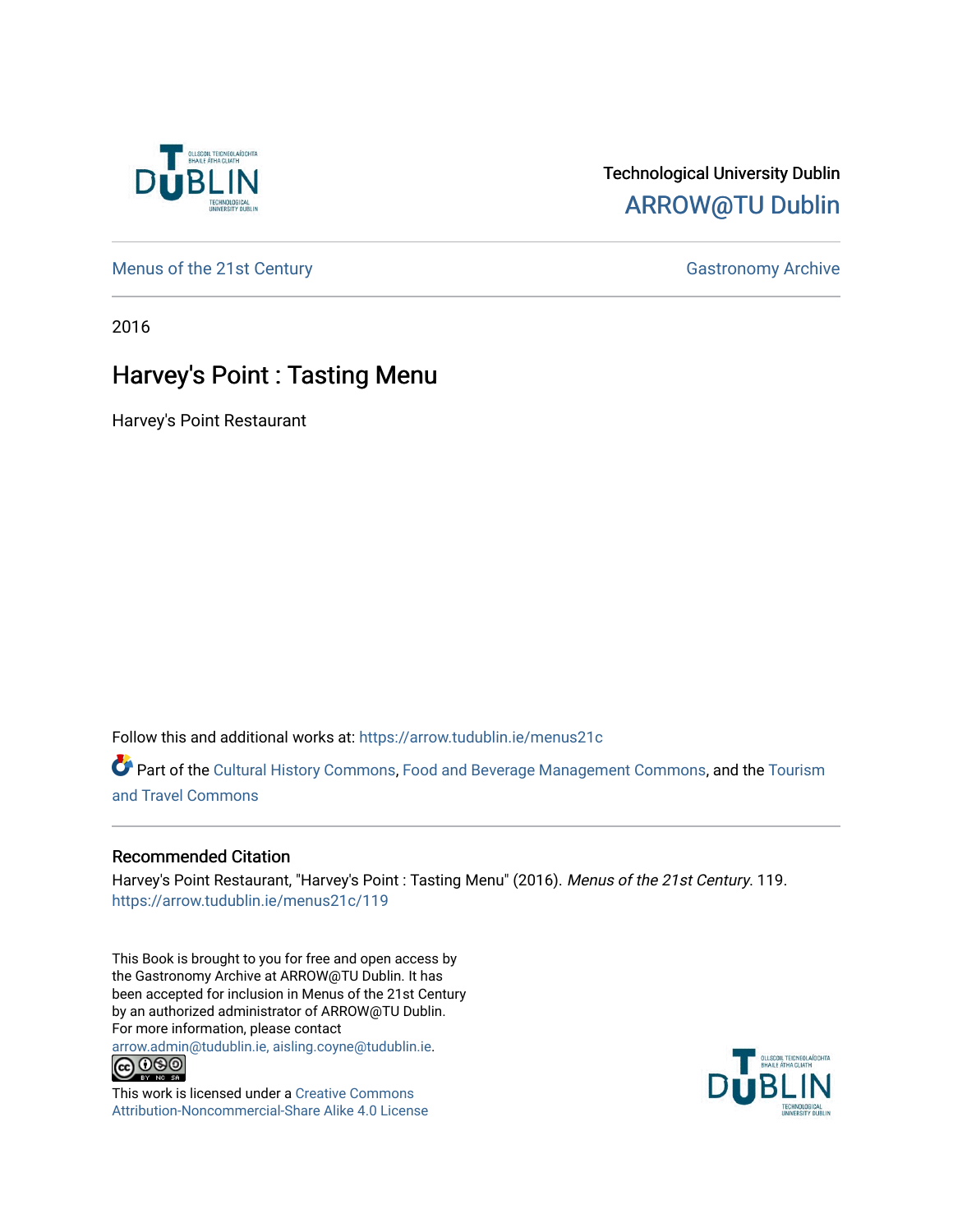Technological University Dublin

ARROW@TU Dublin

Menus of the 21st Century

Gastronomy Archive

2016

# Harvey's Point : Tasting Menu

Harvey's Point Restaurant

Follow this and additional works at: https://arrow.tudublin.ie/menus21c

Part of the Cultural History Commons, Food and Beverage Management Commons, and the Tourism and Travel Commons

## Recommended Citation

Harvey's Point Restaurant, "Harvey's Point : Tasting Menu" (2016). *Menus of the 21st Century*. 119. https://arrow.tudublin.ie/menus21c/119

This Book is brought to you for free and open access by the Gastronomy Archive at ARROW@TU Dublin. It has been accepted for inclusion in Menus of the 21st Century by an authorized administrator of ARROW@TU Dublin. For more information, please contact arrow.admin@tudublin.ie, aisling.coyne@tudublin.ie.

This work is licensed under a Creative Commons Attribution-Noncommercial-Share Alike 4.0 License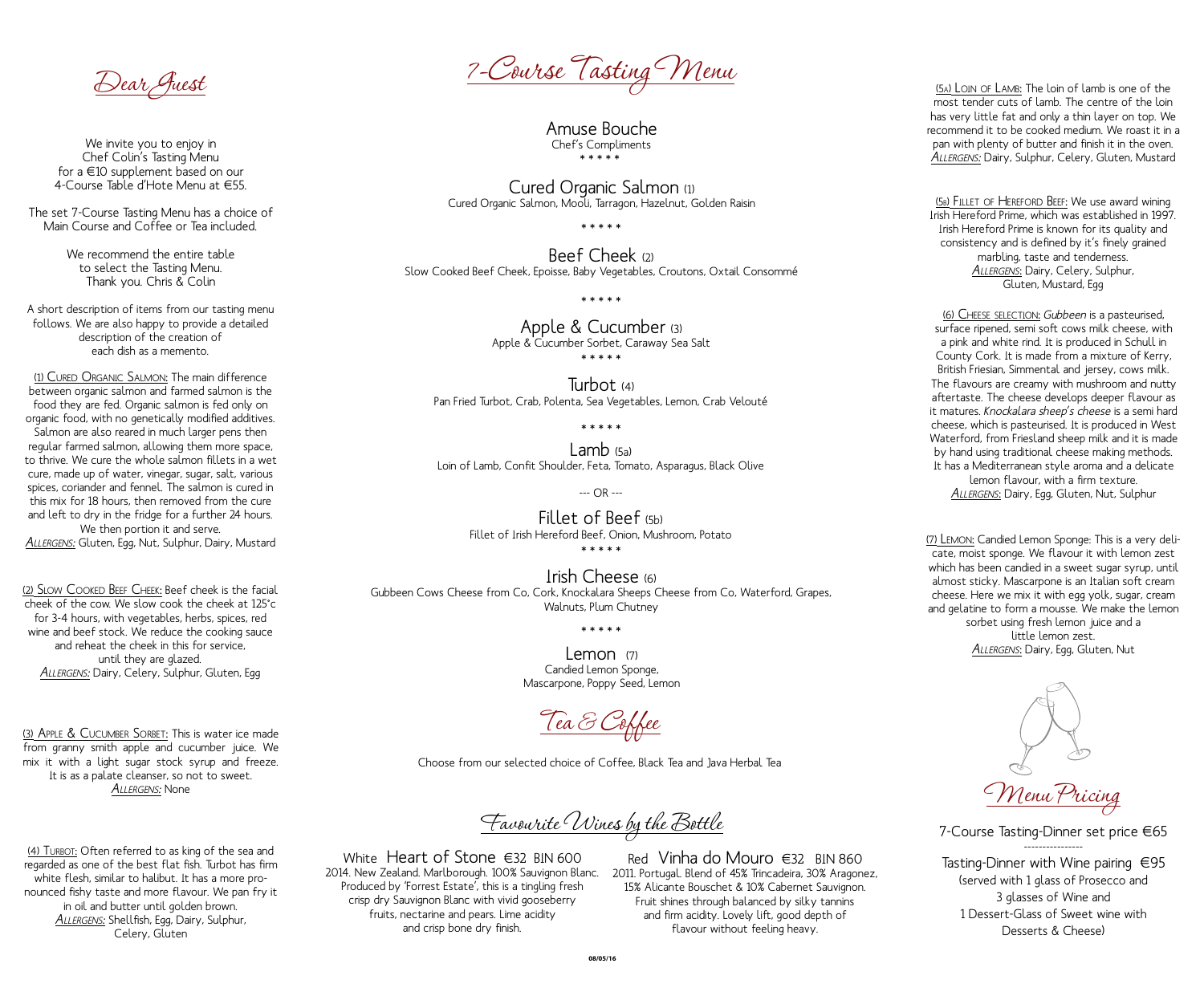## Dear Guest

We invite you to enjoy in Chef Colin's Tasting Menu for a €10 supplement based on our 4-Course Table d'Hote Menu at €55.

The set 7-Course Tasting Menu has a choice of Main Course and Coffee or Tea included.

We recommend the entire table to select the Tasting Menu. Thank you. Chris & Colin

A short description of items from our tasting menu follows. We are also happy to provide a detailed description of the creation of each dish as a memento.

(1) Cured Organic Salmon: The main difference between organic salmon and farmed salmon is the food they are fed. Organic salmon is fed only on organic food, with no genetically modified additives. Salmon are also reared in much larger pens then regular farmed salmon, allowing them more space, to thrive. We cure the whole salmon fillets in a wet cure, made up of water, vinegar, sugar, salt, various spices, coriander and fennel. The salmon is cured in this mix for 18 hours, then removed from the cure and left to dry in the fridge for a further 24 hours. We then portion it and serve.
*Allergens:* Gluten, Egg, Nut, Sulphur, Dairy, Mustard

(2) Slow Cooked Beef Cheek: Beef cheek is the facial cheek of the cow. We slow cook the cheek at 125°c for 3-4 hours, with vegetables, herbs, spices, red wine and beef stock. We reduce the cooking sauce and reheat the cheek in this for service, until they are glazed.
*Allergens:* Dairy, Celery, Sulphur, Gluten, Egg

(3) Apple & Cucumber Sorbet: This is water ice made from granny smith apple and cucumber juice. We mix it with a light sugar stock syrup and freeze. It is as a palate cleanser, so not to sweet.
*Allergens:* None

(4) Turbot: Often referred to as king of the sea and regarded as one of the best flat fish. Turbot has firm white flesh, similar to halibut. It has a more pronounced fishy taste and more flavour. We pan fry it in oil and butter until golden brown.
*Allergens:* Shellfish, Egg, Dairy, Sulphur, Celery, Gluten

## 7-Course Tasting Menu

**Amuse Bouche**
Chef's Compliments

* * * * *

**Cured Organic Salmon** (1)
Cured Organic Salmon, Mooli, Tarragon, Hazelnut, Golden Raisin

* * * * *

**Beef Cheek** (2)
Slow Cooked Beef Cheek, Epoisse, Baby Vegetables, Croutons, Oxtail Consommé

* * * * *

**Apple & Cucumber** (3)
Apple & Cucumber Sorbet, Caraway Sea Salt

* * * * *

**Turbot** (4)
Pan Fried Turbot, Crab, Polenta, Sea Vegetables, Lemon, Crab Velouté

* * * * *

**Lamb** (5a)
Loin of Lamb, Confit Shoulder, Feta, Tomato, Asparagus, Black Olive

--- OR ---

**Fillet of Beef** (5b)
Fillet of Irish Hereford Beef, Onion, Mushroom, Potato

* * * * *

**Irish Cheese** (6)
Gubbeen Cows Cheese from Co, Cork, Knockalara Sheeps Cheese from Co, Waterford, Grapes, Walnuts, Plum Chutney

* * * * *

**Lemon** (7)
Candied Lemon Sponge, Mascarpone, Poppy Seed, Lemon

## Tea & Coffee

Choose from our selected choice of Coffee, Black Tea and Java Herbal Tea

## Favourite Wines by the Bottle

White **Heart of Stone** €32 BIN 600
2014. New Zealand. Marlborough. 100% Sauvignon Blanc. Produced by 'Forrest Estate', this is a tingling fresh crisp dry Sauvignon Blanc with vivid gooseberry fruits, nectarine and pears. Lime acidity and crisp bone dry finish.

Red **Vinha do Mouro** €32 BIN 860
2011. Portugal. Blend of 45% Trincadeira, 30% Aragonez, 15% Alicante Bouschet & 10% Cabernet Sauvignon. Fruit shines through balanced by silky tannins and firm acidity. Lovely lift, good depth of flavour without feeling heavy.

(5a) Loin of Lamb: The loin of lamb is one of the most tender cuts of lamb. The centre of the loin has very little fat and only a thin layer on top. We recommend it to be cooked medium. We roast it in a pan with plenty of butter and finish it in the oven.
*Allergens:* Dairy, Sulphur, Celery, Gluten, Mustard

(5b) Fillet of Hereford Beef: We use award wining Irish Hereford Prime, which was established in 1997. Irish Hereford Prime is known for its quality and consistency and is defined by it's finely grained marbling, taste and tenderness.
*Allergens:* Dairy, Celery, Sulphur, Gluten, Mustard, Egg

(6) Cheese selection: *Gubbeen* is a pasteurised, surface ripened, semi soft cows milk cheese, with a pink and white rind. It is produced in Schull in County Cork. It is made from a mixture of Kerry, British Friesian, Simmental and jersey, cows milk. The flavours are creamy with mushroom and nutty aftertaste. The cheese develops deeper flavour as it matures. *Knockalara sheep's cheese* is a semi hard cheese, which is pasteurised. It is produced in West Waterford, from Friesland sheep milk and it is made by hand using traditional cheese making methods. It has a Mediterranean style aroma and a delicate lemon flavour, with a firm texture.
*Allergens:* Dairy, Egg, Gluten, Nut, Sulphur

(7) Lemon: Candied Lemon Sponge: This is a very delicate, moist sponge. We flavour it with lemon zest which has been candied in a sweet sugar syrup, until almost sticky. Mascarpone is an Italian soft cream cheese. Here we mix it with egg yolk, sugar, cream and gelatine to form a mousse. We make the lemon sorbet using fresh lemon juice and a little lemon zest.
*Allergens:* Dairy, Egg, Gluten, Nut

## Menu Pricing

7-Course Tasting-Dinner set price €65

----------------

Tasting-Dinner with Wine pairing €95
(served with 1 glass of Prosecco and 3 glasses of Wine and 1 Dessert-Glass of Sweet wine with Desserts & Cheese)

08/05/16